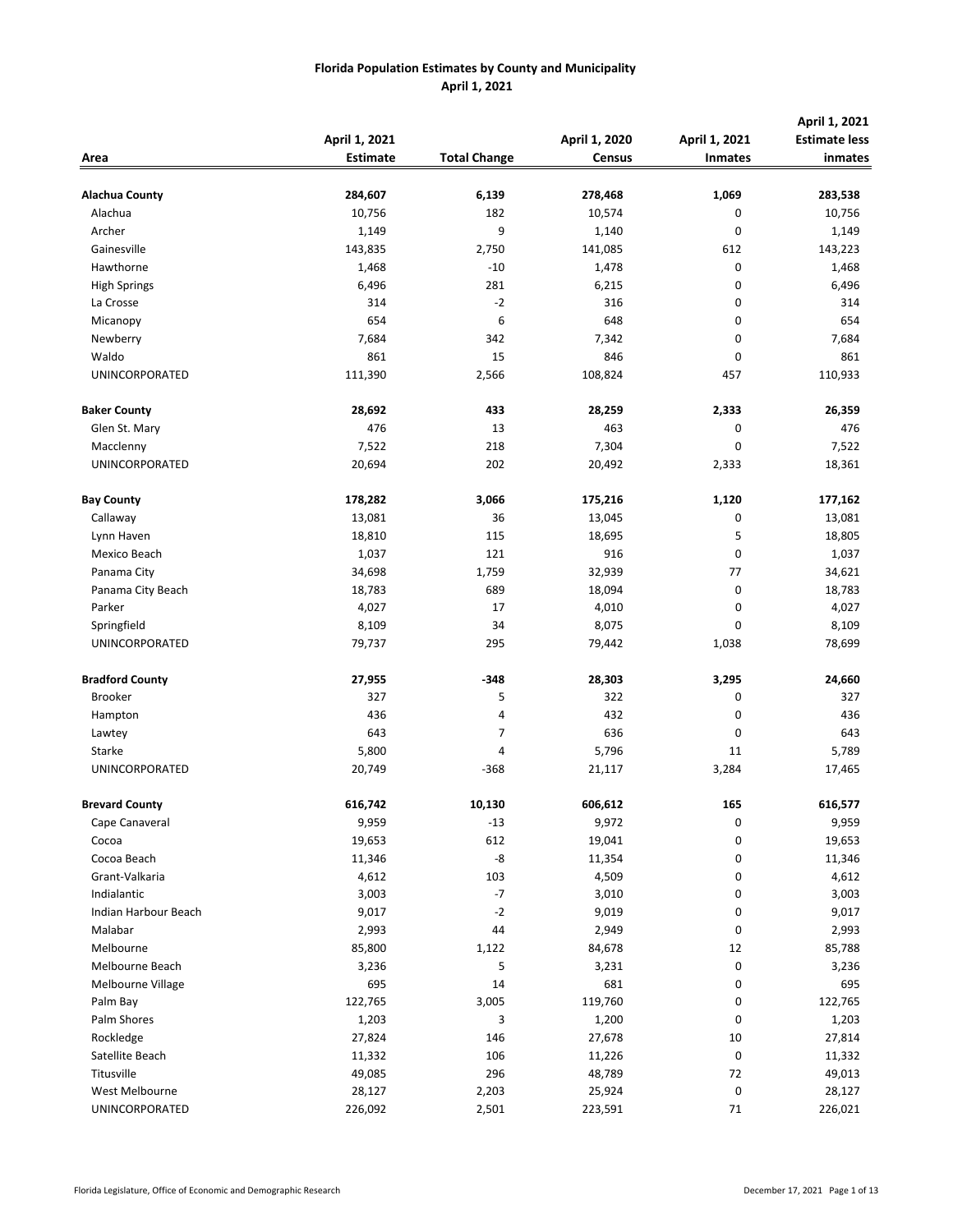# Florida Population Estimates by County and Municipality
## April 1, 2021

| Area | April 1, 2021 Estimate | Total Change | April 1, 2020 Census | April 1, 2021 Inmates | April 1, 2021 Estimate less inmates |
|---|---|---|---|---|---|
| **Alachua County** | **284,607** | **6,139** | **278,468** | **1,069** | **283,538** |
| Alachua | 10,756 | 182 | 10,574 | 0 | 10,756 |
| Archer | 1,149 | 9 | 1,140 | 0 | 1,149 |
| Gainesville | 143,835 | 2,750 | 141,085 | 612 | 143,223 |
| Hawthorne | 1,468 | -10 | 1,478 | 0 | 1,468 |
| High Springs | 6,496 | 281 | 6,215 | 0 | 6,496 |
| La Crosse | 314 | -2 | 316 | 0 | 314 |
| Micanopy | 654 | 6 | 648 | 0 | 654 |
| Newberry | 7,684 | 342 | 7,342 | 0 | 7,684 |
| Waldo | 861 | 15 | 846 | 0 | 861 |
| UNINCORPORATED | 111,390 | 2,566 | 108,824 | 457 | 110,933 |
| **Baker County** | **28,692** | **433** | **28,259** | **2,333** | **26,359** |
| Glen St. Mary | 476 | 13 | 463 | 0 | 476 |
| Macclenny | 7,522 | 218 | 7,304 | 0 | 7,522 |
| UNINCORPORATED | 20,694 | 202 | 20,492 | 2,333 | 18,361 |
| **Bay County** | **178,282** | **3,066** | **175,216** | **1,120** | **177,162** |
| Callaway | 13,081 | 36 | 13,045 | 0 | 13,081 |
| Lynn Haven | 18,810 | 115 | 18,695 | 5 | 18,805 |
| Mexico Beach | 1,037 | 121 | 916 | 0 | 1,037 |
| Panama City | 34,698 | 1,759 | 32,939 | 77 | 34,621 |
| Panama City Beach | 18,783 | 689 | 18,094 | 0 | 18,783 |
| Parker | 4,027 | 17 | 4,010 | 0 | 4,027 |
| Springfield | 8,109 | 34 | 8,075 | 0 | 8,109 |
| UNINCORPORATED | 79,737 | 295 | 79,442 | 1,038 | 78,699 |
| **Bradford County** | **27,955** | **-348** | **28,303** | **3,295** | **24,660** |
| Brooker | 327 | 5 | 322 | 0 | 327 |
| Hampton | 436 | 4 | 432 | 0 | 436 |
| Lawtey | 643 | 7 | 636 | 0 | 643 |
| Starke | 5,800 | 4 | 5,796 | 11 | 5,789 |
| UNINCORPORATED | 20,749 | -368 | 21,117 | 3,284 | 17,465 |
| **Brevard County** | **616,742** | **10,130** | **606,612** | **165** | **616,577** |
| Cape Canaveral | 9,959 | -13 | 9,972 | 0 | 9,959 |
| Cocoa | 19,653 | 612 | 19,041 | 0 | 19,653 |
| Cocoa Beach | 11,346 | -8 | 11,354 | 0 | 11,346 |
| Grant-Valkaria | 4,612 | 103 | 4,509 | 0 | 4,612 |
| Indialantic | 3,003 | -7 | 3,010 | 0 | 3,003 |
| Indian Harbour Beach | 9,017 | -2 | 9,019 | 0 | 9,017 |
| Malabar | 2,993 | 44 | 2,949 | 0 | 2,993 |
| Melbourne | 85,800 | 1,122 | 84,678 | 12 | 85,788 |
| Melbourne Beach | 3,236 | 5 | 3,231 | 0 | 3,236 |
| Melbourne Village | 695 | 14 | 681 | 0 | 695 |
| Palm Bay | 122,765 | 3,005 | 119,760 | 0 | 122,765 |
| Palm Shores | 1,203 | 3 | 1,200 | 0 | 1,203 |
| Rockledge | 27,824 | 146 | 27,678 | 10 | 27,814 |
| Satellite Beach | 11,332 | 106 | 11,226 | 0 | 11,332 |
| Titusville | 49,085 | 296 | 48,789 | 72 | 49,013 |
| West Melbourne | 28,127 | 2,203 | 25,924 | 0 | 28,127 |
| UNINCORPORATED | 226,092 | 2,501 | 223,591 | 71 | 226,021 |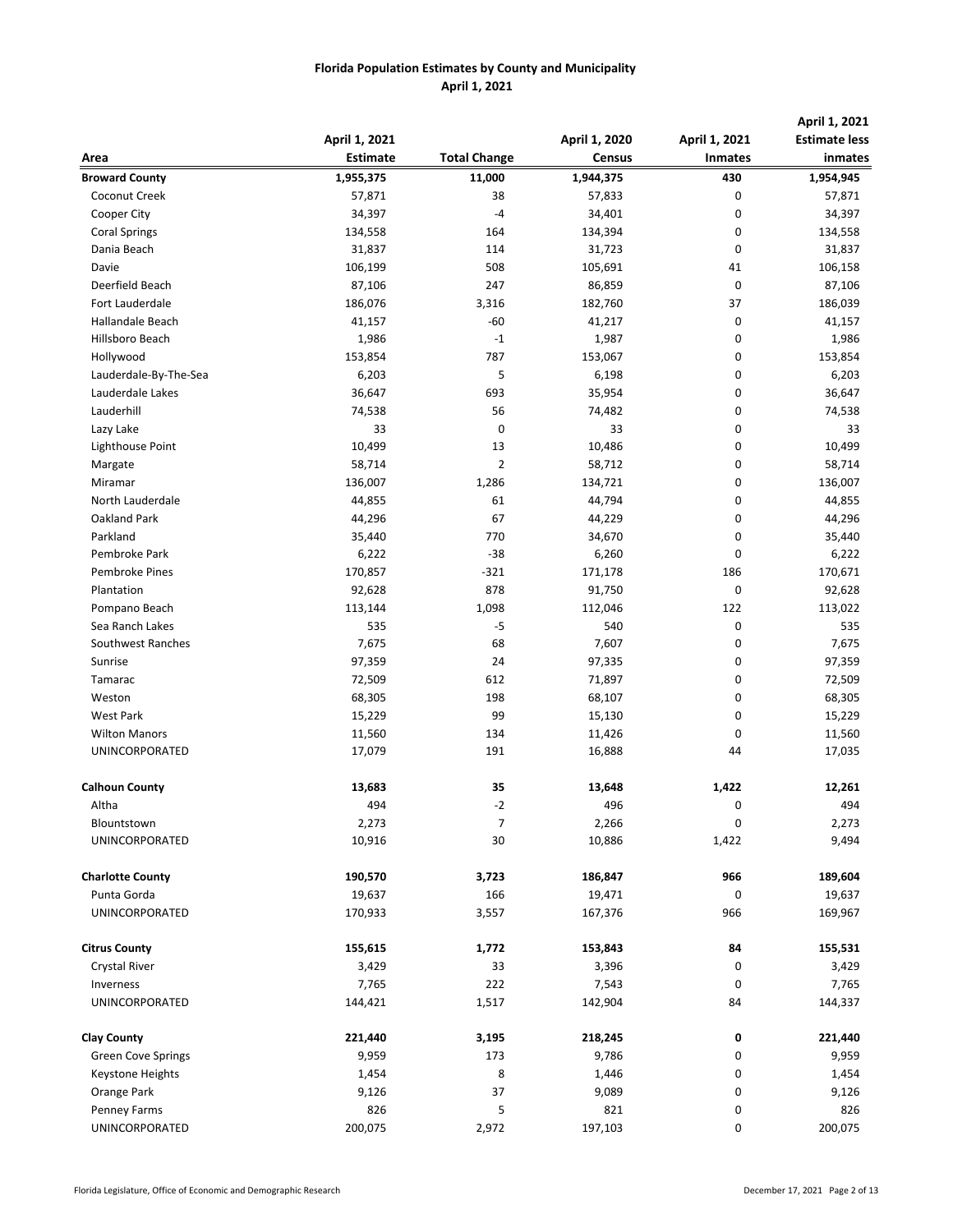# Florida Population Estimates by County and Municipality

## April 1, 2021

| Area | April 1, 2021 Estimate | Total Change | April 1, 2020 Census | April 1, 2021 Inmates | April 1, 2021 Estimate less inmates |
|---|---|---|---|---|---|
| **Broward County** | **1,955,375** | **11,000** | **1,944,375** | **430** | **1,954,945** |
| Coconut Creek | 57,871 | 38 | 57,833 | 0 | 57,871 |
| Cooper City | 34,397 | -4 | 34,401 | 0 | 34,397 |
| Coral Springs | 134,558 | 164 | 134,394 | 0 | 134,558 |
| Dania Beach | 31,837 | 114 | 31,723 | 0 | 31,837 |
| Davie | 106,199 | 508 | 105,691 | 41 | 106,158 |
| Deerfield Beach | 87,106 | 247 | 86,859 | 0 | 87,106 |
| Fort Lauderdale | 186,076 | 3,316 | 182,760 | 37 | 186,039 |
| Hallandale Beach | 41,157 | -60 | 41,217 | 0 | 41,157 |
| Hillsboro Beach | 1,986 | -1 | 1,987 | 0 | 1,986 |
| Hollywood | 153,854 | 787 | 153,067 | 0 | 153,854 |
| Lauderdale-By-The-Sea | 6,203 | 5 | 6,198 | 0 | 6,203 |
| Lauderdale Lakes | 36,647 | 693 | 35,954 | 0 | 36,647 |
| Lauderhill | 74,538 | 56 | 74,482 | 0 | 74,538 |
| Lazy Lake | 33 | 0 | 33 | 0 | 33 |
| Lighthouse Point | 10,499 | 13 | 10,486 | 0 | 10,499 |
| Margate | 58,714 | 2 | 58,712 | 0 | 58,714 |
| Miramar | 136,007 | 1,286 | 134,721 | 0 | 136,007 |
| North Lauderdale | 44,855 | 61 | 44,794 | 0 | 44,855 |
| Oakland Park | 44,296 | 67 | 44,229 | 0 | 44,296 |
| Parkland | 35,440 | 770 | 34,670 | 0 | 35,440 |
| Pembroke Park | 6,222 | -38 | 6,260 | 0 | 6,222 |
| Pembroke Pines | 170,857 | -321 | 171,178 | 186 | 170,671 |
| Plantation | 92,628 | 878 | 91,750 | 0 | 92,628 |
| Pompano Beach | 113,144 | 1,098 | 112,046 | 122 | 113,022 |
| Sea Ranch Lakes | 535 | -5 | 540 | 0 | 535 |
| Southwest Ranches | 7,675 | 68 | 7,607 | 0 | 7,675 |
| Sunrise | 97,359 | 24 | 97,335 | 0 | 97,359 |
| Tamarac | 72,509 | 612 | 71,897 | 0 | 72,509 |
| Weston | 68,305 | 198 | 68,107 | 0 | 68,305 |
| West Park | 15,229 | 99 | 15,130 | 0 | 15,229 |
| Wilton Manors | 11,560 | 134 | 11,426 | 0 | 11,560 |
| UNINCORPORATED | 17,079 | 191 | 16,888 | 44 | 17,035 |
| **Calhoun County** | **13,683** | **35** | **13,648** | **1,422** | **12,261** |
| Altha | 494 | -2 | 496 | 0 | 494 |
| Blountstown | 2,273 | 7 | 2,266 | 0 | 2,273 |
| UNINCORPORATED | 10,916 | 30 | 10,886 | 1,422 | 9,494 |
| **Charlotte County** | **190,570** | **3,723** | **186,847** | **966** | **189,604** |
| Punta Gorda | 19,637 | 166 | 19,471 | 0 | 19,637 |
| UNINCORPORATED | 170,933 | 3,557 | 167,376 | 966 | 169,967 |
| **Citrus County** | **155,615** | **1,772** | **153,843** | **84** | **155,531** |
| Crystal River | 3,429 | 33 | 3,396 | 0 | 3,429 |
| Inverness | 7,765 | 222 | 7,543 | 0 | 7,765 |
| UNINCORPORATED | 144,421 | 1,517 | 142,904 | 84 | 144,337 |
| **Clay County** | **221,440** | **3,195** | **218,245** | **0** | **221,440** |
| Green Cove Springs | 9,959 | 173 | 9,786 | 0 | 9,959 |
| Keystone Heights | 1,454 | 8 | 1,446 | 0 | 1,454 |
| Orange Park | 9,126 | 37 | 9,089 | 0 | 9,126 |
| Penney Farms | 826 | 5 | 821 | 0 | 826 |
| UNINCORPORATED | 200,075 | 2,972 | 197,103 | 0 | 200,075 |

Florida Legislature, Office of Economic and Demographic Research — December 17, 2021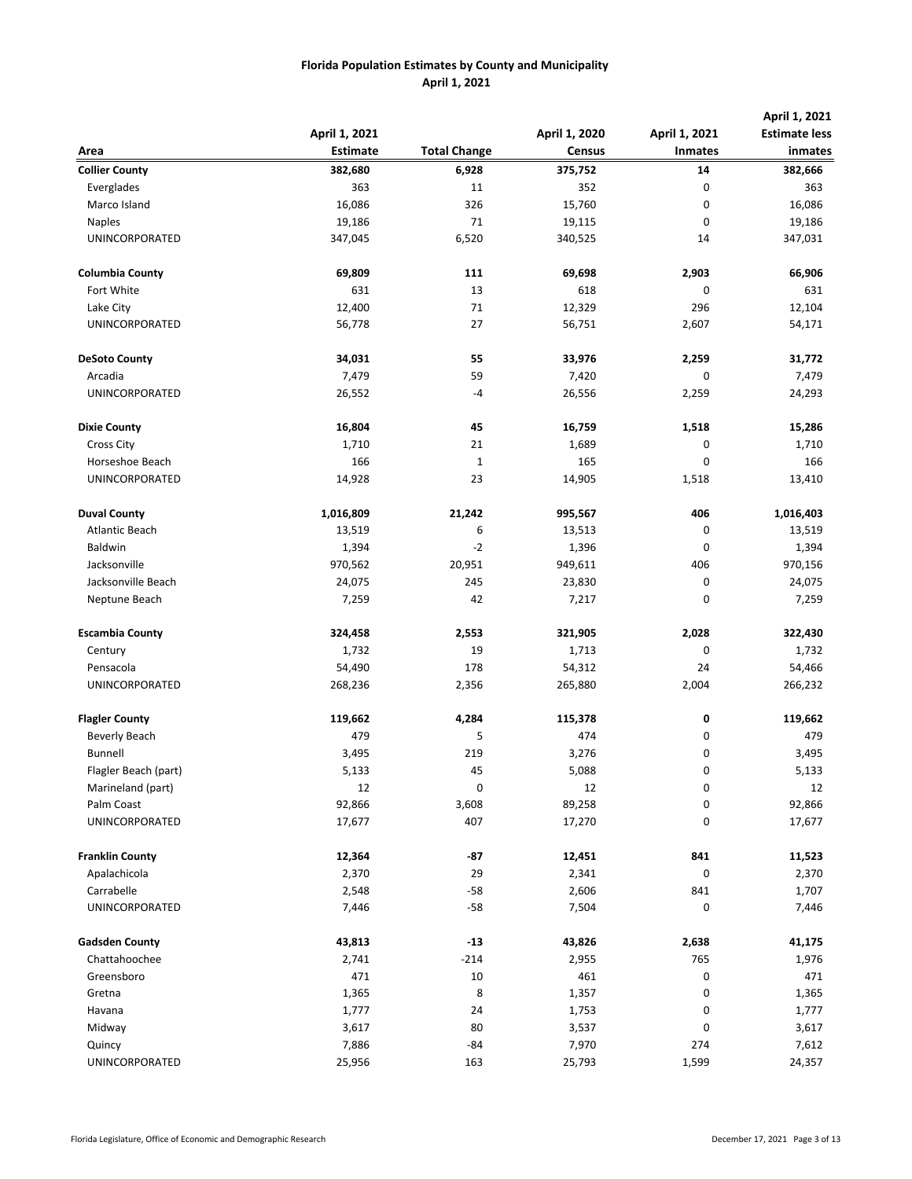# Florida Population Estimates by County and Municipality

## April 1, 2021

| Area | April 1, 2021 Estimate | Total Change | April 1, 2020 Census | April 1, 2021 Inmates | April 1, 2021 Estimate less inmates |
|---|---|---|---|---|---|
| **Collier County** | **382,680** | **6,928** | **375,752** | **14** | **382,666** |
| Everglades | 363 | 11 | 352 | 0 | 363 |
| Marco Island | 16,086 | 326 | 15,760 | 0 | 16,086 |
| Naples | 19,186 | 71 | 19,115 | 0 | 19,186 |
| UNINCORPORATED | 347,045 | 6,520 | 340,525 | 14 | 347,031 |
| **Columbia County** | **69,809** | **111** | **69,698** | **2,903** | **66,906** |
| Fort White | 631 | 13 | 618 | 0 | 631 |
| Lake City | 12,400 | 71 | 12,329 | 296 | 12,104 |
| UNINCORPORATED | 56,778 | 27 | 56,751 | 2,607 | 54,171 |
| **DeSoto County** | **34,031** | **55** | **33,976** | **2,259** | **31,772** |
| Arcadia | 7,479 | 59 | 7,420 | 0 | 7,479 |
| UNINCORPORATED | 26,552 | -4 | 26,556 | 2,259 | 24,293 |
| **Dixie County** | **16,804** | **45** | **16,759** | **1,518** | **15,286** |
| Cross City | 1,710 | 21 | 1,689 | 0 | 1,710 |
| Horseshoe Beach | 166 | 1 | 165 | 0 | 166 |
| UNINCORPORATED | 14,928 | 23 | 14,905 | 1,518 | 13,410 |
| **Duval County** | **1,016,809** | **21,242** | **995,567** | **406** | **1,016,403** |
| Atlantic Beach | 13,519 | 6 | 13,513 | 0 | 13,519 |
| Baldwin | 1,394 | -2 | 1,396 | 0 | 1,394 |
| Jacksonville | 970,562 | 20,951 | 949,611 | 406 | 970,156 |
| Jacksonville Beach | 24,075 | 245 | 23,830 | 0 | 24,075 |
| Neptune Beach | 7,259 | 42 | 7,217 | 0 | 7,259 |
| **Escambia County** | **324,458** | **2,553** | **321,905** | **2,028** | **322,430** |
| Century | 1,732 | 19 | 1,713 | 0 | 1,732 |
| Pensacola | 54,490 | 178 | 54,312 | 24 | 54,466 |
| UNINCORPORATED | 268,236 | 2,356 | 265,880 | 2,004 | 266,232 |
| **Flagler County** | **119,662** | **4,284** | **115,378** | **0** | **119,662** |
| Beverly Beach | 479 | 5 | 474 | 0 | 479 |
| Bunnell | 3,495 | 219 | 3,276 | 0 | 3,495 |
| Flagler Beach (part) | 5,133 | 45 | 5,088 | 0 | 5,133 |
| Marineland (part) | 12 | 0 | 12 | 0 | 12 |
| Palm Coast | 92,866 | 3,608 | 89,258 | 0 | 92,866 |
| UNINCORPORATED | 17,677 | 407 | 17,270 | 0 | 17,677 |
| **Franklin County** | **12,364** | **-87** | **12,451** | **841** | **11,523** |
| Apalachicola | 2,370 | 29 | 2,341 | 0 | 2,370 |
| Carrabelle | 2,548 | -58 | 2,606 | 841 | 1,707 |
| UNINCORPORATED | 7,446 | -58 | 7,504 | 0 | 7,446 |
| **Gadsden County** | **43,813** | **-13** | **43,826** | **2,638** | **41,175** |
| Chattahoochee | 2,741 | -214 | 2,955 | 765 | 1,976 |
| Greensboro | 471 | 10 | 461 | 0 | 471 |
| Gretna | 1,365 | 8 | 1,357 | 0 | 1,365 |
| Havana | 1,777 | 24 | 1,753 | 0 | 1,777 |
| Midway | 3,617 | 80 | 3,537 | 0 | 3,617 |
| Quincy | 7,886 | -84 | 7,970 | 274 | 7,612 |
| UNINCORPORATED | 25,956 | 163 | 25,793 | 1,599 | 24,357 |

Florida Legislature, Office of Economic and Demographic Research — December 17, 2021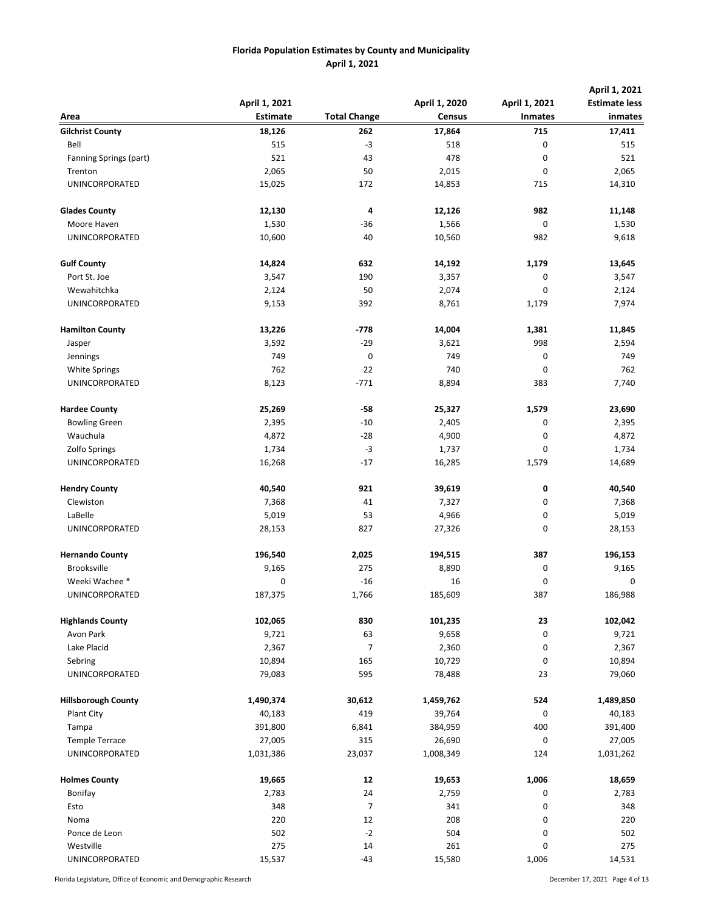# Florida Population Estimates by County and Municipality
## April 1, 2021

| Area | April 1, 2021 Estimate | Total Change | April 1, 2020 Census | April 1, 2021 Inmates | April 1, 2021 Estimate less inmates |
|---|---|---|---|---|---|
| **Gilchrist County** | **18,126** | **262** | **17,864** | **715** | **17,411** |
| Bell | 515 | -3 | 518 | 0 | 515 |
| Fanning Springs (part) | 521 | 43 | 478 | 0 | 521 |
| Trenton | 2,065 | 50 | 2,015 | 0 | 2,065 |
| UNINCORPORATED | 15,025 | 172 | 14,853 | 715 | 14,310 |
| | | | | | |
| **Glades County** | **12,130** | **4** | **12,126** | **982** | **11,148** |
| Moore Haven | 1,530 | -36 | 1,566 | 0 | 1,530 |
| UNINCORPORATED | 10,600 | 40 | 10,560 | 982 | 9,618 |
| | | | | | |
| **Gulf County** | **14,824** | **632** | **14,192** | **1,179** | **13,645** |
| Port St. Joe | 3,547 | 190 | 3,357 | 0 | 3,547 |
| Wewahitchka | 2,124 | 50 | 2,074 | 0 | 2,124 |
| UNINCORPORATED | 9,153 | 392 | 8,761 | 1,179 | 7,974 |
| | | | | | |
| **Hamilton County** | **13,226** | **-778** | **14,004** | **1,381** | **11,845** |
| Jasper | 3,592 | -29 | 3,621 | 998 | 2,594 |
| Jennings | 749 | 0 | 749 | 0 | 749 |
| White Springs | 762 | 22 | 740 | 0 | 762 |
| UNINCORPORATED | 8,123 | -771 | 8,894 | 383 | 7,740 |
| | | | | | |
| **Hardee County** | **25,269** | **-58** | **25,327** | **1,579** | **23,690** |
| Bowling Green | 2,395 | -10 | 2,405 | 0 | 2,395 |
| Wauchula | 4,872 | -28 | 4,900 | 0 | 4,872 |
| Zolfo Springs | 1,734 | -3 | 1,737 | 0 | 1,734 |
| UNINCORPORATED | 16,268 | -17 | 16,285 | 1,579 | 14,689 |
| | | | | | |
| **Hendry County** | **40,540** | **921** | **39,619** | **0** | **40,540** |
| Clewiston | 7,368 | 41 | 7,327 | 0 | 7,368 |
| LaBelle | 5,019 | 53 | 4,966 | 0 | 5,019 |
| UNINCORPORATED | 28,153 | 827 | 27,326 | 0 | 28,153 |
| | | | | | |
| **Hernando County** | **196,540** | **2,025** | **194,515** | **387** | **196,153** |
| Brooksville | 9,165 | 275 | 8,890 | 0 | 9,165 |
| Weeki Wachee * | 0 | -16 | 16 | 0 | 0 |
| UNINCORPORATED | 187,375 | 1,766 | 185,609 | 387 | 186,988 |
| | | | | | |
| **Highlands County** | **102,065** | **830** | **101,235** | **23** | **102,042** |
| Avon Park | 9,721 | 63 | 9,658 | 0 | 9,721 |
| Lake Placid | 2,367 | 7 | 2,360 | 0 | 2,367 |
| Sebring | 10,894 | 165 | 10,729 | 0 | 10,894 |
| UNINCORPORATED | 79,083 | 595 | 78,488 | 23 | 79,060 |
| | | | | | |
| **Hillsborough County** | **1,490,374** | **30,612** | **1,459,762** | **524** | **1,489,850** |
| Plant City | 40,183 | 419 | 39,764 | 0 | 40,183 |
| Tampa | 391,800 | 6,841 | 384,959 | 400 | 391,400 |
| Temple Terrace | 27,005 | 315 | 26,690 | 0 | 27,005 |
| UNINCORPORATED | 1,031,386 | 23,037 | 1,008,349 | 124 | 1,031,262 |
| | | | | | |
| **Holmes County** | **19,665** | **12** | **19,653** | **1,006** | **18,659** |
| Bonifay | 2,783 | 24 | 2,759 | 0 | 2,783 |
| Esto | 348 | 7 | 341 | 0 | 348 |
| Noma | 220 | 12 | 208 | 0 | 220 |
| Ponce de Leon | 502 | -2 | 504 | 0 | 502 |
| Westville | 275 | 14 | 261 | 0 | 275 |
| UNINCORPORATED | 15,537 | -43 | 15,580 | 1,006 | 14,531 |

Florida Legislature, Office of Economic and Demographic Research

December 17, 2021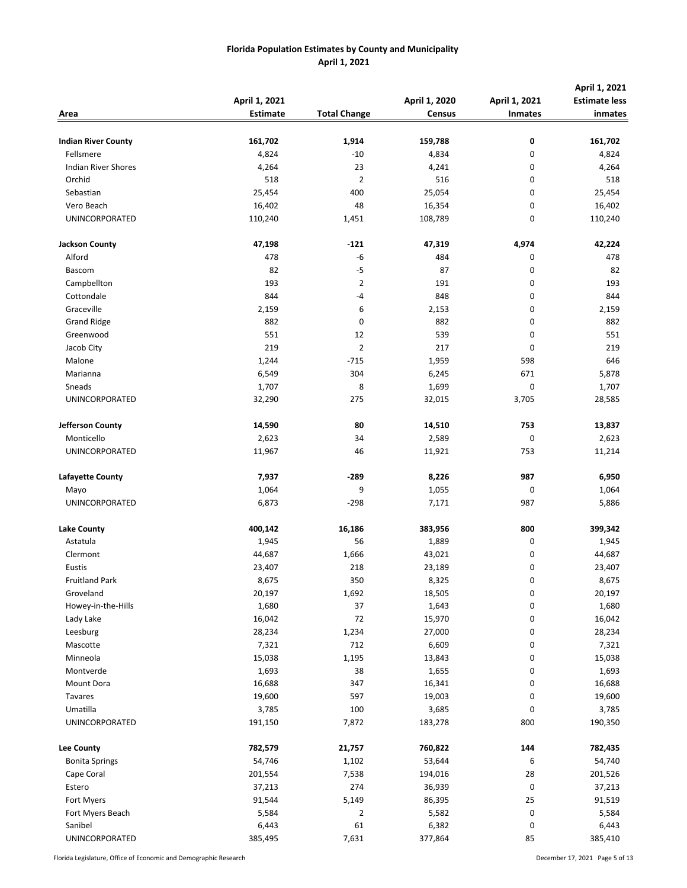**Florida Population Estimates by County and Municipality**
**April 1, 2021**

| Area | April 1, 2021 Estimate | Total Change | April 1, 2020 Census | April 1, 2021 Inmates | April 1, 2021 Estimate less inmates |
|---|---|---|---|---|---|
| **Indian River County** | **161,702** | **1,914** | **159,788** | **0** | **161,702** |
| Fellsmere | 4,824 | -10 | 4,834 | 0 | 4,824 |
| Indian River Shores | 4,264 | 23 | 4,241 | 0 | 4,264 |
| Orchid | 518 | 2 | 516 | 0 | 518 |
| Sebastian | 25,454 | 400 | 25,054 | 0 | 25,454 |
| Vero Beach | 16,402 | 48 | 16,354 | 0 | 16,402 |
| UNINCORPORATED | 110,240 | 1,451 | 108,789 | 0 | 110,240 |
| **Jackson County** | **47,198** | **-121** | **47,319** | **4,974** | **42,224** |
| Alford | 478 | -6 | 484 | 0 | 478 |
| Bascom | 82 | -5 | 87 | 0 | 82 |
| Campbellton | 193 | 2 | 191 | 0 | 193 |
| Cottondale | 844 | -4 | 848 | 0 | 844 |
| Graceville | 2,159 | 6 | 2,153 | 0 | 2,159 |
| Grand Ridge | 882 | 0 | 882 | 0 | 882 |
| Greenwood | 551 | 12 | 539 | 0 | 551 |
| Jacob City | 219 | 2 | 217 | 0 | 219 |
| Malone | 1,244 | -715 | 1,959 | 598 | 646 |
| Marianna | 6,549 | 304 | 6,245 | 671 | 5,878 |
| Sneads | 1,707 | 8 | 1,699 | 0 | 1,707 |
| UNINCORPORATED | 32,290 | 275 | 32,015 | 3,705 | 28,585 |
| **Jefferson County** | **14,590** | **80** | **14,510** | **753** | **13,837** |
| Monticello | 2,623 | 34 | 2,589 | 0 | 2,623 |
| UNINCORPORATED | 11,967 | 46 | 11,921 | 753 | 11,214 |
| **Lafayette County** | **7,937** | **-289** | **8,226** | **987** | **6,950** |
| Mayo | 1,064 | 9 | 1,055 | 0 | 1,064 |
| UNINCORPORATED | 6,873 | -298 | 7,171 | 987 | 5,886 |
| **Lake County** | **400,142** | **16,186** | **383,956** | **800** | **399,342** |
| Astatula | 1,945 | 56 | 1,889 | 0 | 1,945 |
| Clermont | 44,687 | 1,666 | 43,021 | 0 | 44,687 |
| Eustis | 23,407 | 218 | 23,189 | 0 | 23,407 |
| Fruitland Park | 8,675 | 350 | 8,325 | 0 | 8,675 |
| Groveland | 20,197 | 1,692 | 18,505 | 0 | 20,197 |
| Howey-in-the-Hills | 1,680 | 37 | 1,643 | 0 | 1,680 |
| Lady Lake | 16,042 | 72 | 15,970 | 0 | 16,042 |
| Leesburg | 28,234 | 1,234 | 27,000 | 0 | 28,234 |
| Mascotte | 7,321 | 712 | 6,609 | 0 | 7,321 |
| Minneola | 15,038 | 1,195 | 13,843 | 0 | 15,038 |
| Montverde | 1,693 | 38 | 1,655 | 0 | 1,693 |
| Mount Dora | 16,688 | 347 | 16,341 | 0 | 16,688 |
| Tavares | 19,600 | 597 | 19,003 | 0 | 19,600 |
| Umatilla | 3,785 | 100 | 3,685 | 0 | 3,785 |
| UNINCORPORATED | 191,150 | 7,872 | 183,278 | 800 | 190,350 |
| **Lee County** | **782,579** | **21,757** | **760,822** | **144** | **782,435** |
| Bonita Springs | 54,746 | 1,102 | 53,644 | 6 | 54,740 |
| Cape Coral | 201,554 | 7,538 | 194,016 | 28 | 201,526 |
| Estero | 37,213 | 274 | 36,939 | 0 | 37,213 |
| Fort Myers | 91,544 | 5,149 | 86,395 | 25 | 91,519 |
| Fort Myers Beach | 5,584 | 2 | 5,582 | 0 | 5,584 |
| Sanibel | 6,443 | 61 | 6,382 | 0 | 6,443 |
| UNINCORPORATED | 385,495 | 7,631 | 377,864 | 85 | 385,410 |

Florida Legislature, Office of Economic and Demographic Research — December 17, 2021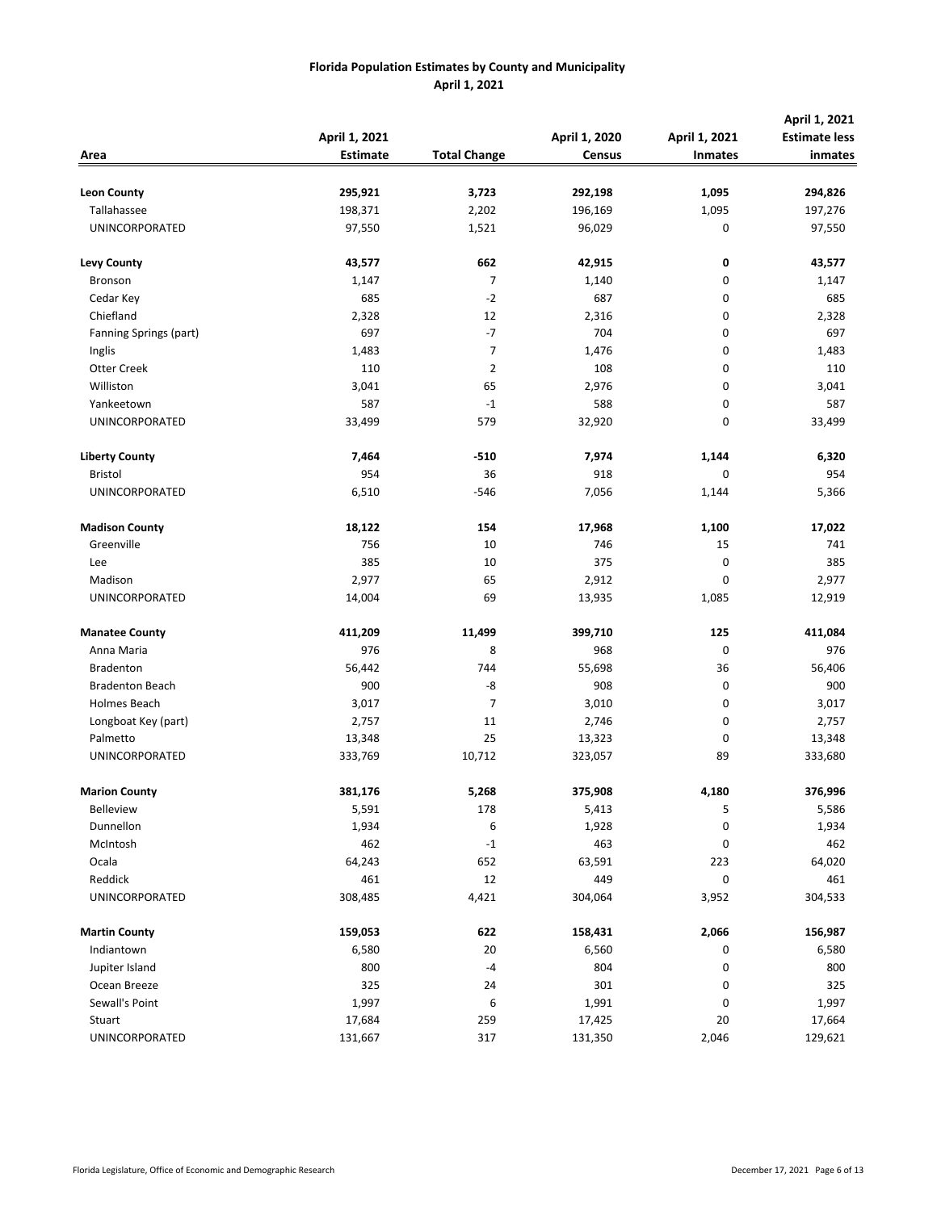# Florida Population Estimates by County and Municipality
## April 1, 2021

| Area | April 1, 2021 Estimate | Total Change | April 1, 2020 Census | April 1, 2021 Inmates | April 1, 2021 Estimate less inmates |
|---|---|---|---|---|---|
| **Leon County** | **295,921** | **3,723** | **292,198** | **1,095** | **294,826** |
| Tallahassee | 198,371 | 2,202 | 196,169 | 1,095 | 197,276 |
| UNINCORPORATED | 97,550 | 1,521 | 96,029 | 0 | 97,550 |
| **Levy County** | **43,577** | **662** | **42,915** | **0** | **43,577** |
| Bronson | 1,147 | 7 | 1,140 | 0 | 1,147 |
| Cedar Key | 685 | -2 | 687 | 0 | 685 |
| Chiefland | 2,328 | 12 | 2,316 | 0 | 2,328 |
| Fanning Springs (part) | 697 | -7 | 704 | 0 | 697 |
| Inglis | 1,483 | 7 | 1,476 | 0 | 1,483 |
| Otter Creek | 110 | 2 | 108 | 0 | 110 |
| Williston | 3,041 | 65 | 2,976 | 0 | 3,041 |
| Yankeetown | 587 | -1 | 588 | 0 | 587 |
| UNINCORPORATED | 33,499 | 579 | 32,920 | 0 | 33,499 |
| **Liberty County** | **7,464** | **-510** | **7,974** | **1,144** | **6,320** |
| Bristol | 954 | 36 | 918 | 0 | 954 |
| UNINCORPORATED | 6,510 | -546 | 7,056 | 1,144 | 5,366 |
| **Madison County** | **18,122** | **154** | **17,968** | **1,100** | **17,022** |
| Greenville | 756 | 10 | 746 | 15 | 741 |
| Lee | 385 | 10 | 375 | 0 | 385 |
| Madison | 2,977 | 65 | 2,912 | 0 | 2,977 |
| UNINCORPORATED | 14,004 | 69 | 13,935 | 1,085 | 12,919 |
| **Manatee County** | **411,209** | **11,499** | **399,710** | **125** | **411,084** |
| Anna Maria | 976 | 8 | 968 | 0 | 976 |
| Bradenton | 56,442 | 744 | 55,698 | 36 | 56,406 |
| Bradenton Beach | 900 | -8 | 908 | 0 | 900 |
| Holmes Beach | 3,017 | 7 | 3,010 | 0 | 3,017 |
| Longboat Key (part) | 2,757 | 11 | 2,746 | 0 | 2,757 |
| Palmetto | 13,348 | 25 | 13,323 | 0 | 13,348 |
| UNINCORPORATED | 333,769 | 10,712 | 323,057 | 89 | 333,680 |
| **Marion County** | **381,176** | **5,268** | **375,908** | **4,180** | **376,996** |
| Belleview | 5,591 | 178 | 5,413 | 5 | 5,586 |
| Dunnellon | 1,934 | 6 | 1,928 | 0 | 1,934 |
| McIntosh | 462 | -1 | 463 | 0 | 462 |
| Ocala | 64,243 | 652 | 63,591 | 223 | 64,020 |
| Reddick | 461 | 12 | 449 | 0 | 461 |
| UNINCORPORATED | 308,485 | 4,421 | 304,064 | 3,952 | 304,533 |
| **Martin County** | **159,053** | **622** | **158,431** | **2,066** | **156,987** |
| Indiantown | 6,580 | 20 | 6,560 | 0 | 6,580 |
| Jupiter Island | 800 | -4 | 804 | 0 | 800 |
| Ocean Breeze | 325 | 24 | 301 | 0 | 325 |
| Sewall's Point | 1,997 | 6 | 1,991 | 0 | 1,997 |
| Stuart | 17,684 | 259 | 17,425 | 20 | 17,664 |
| UNINCORPORATED | 131,667 | 317 | 131,350 | 2,046 | 129,621 |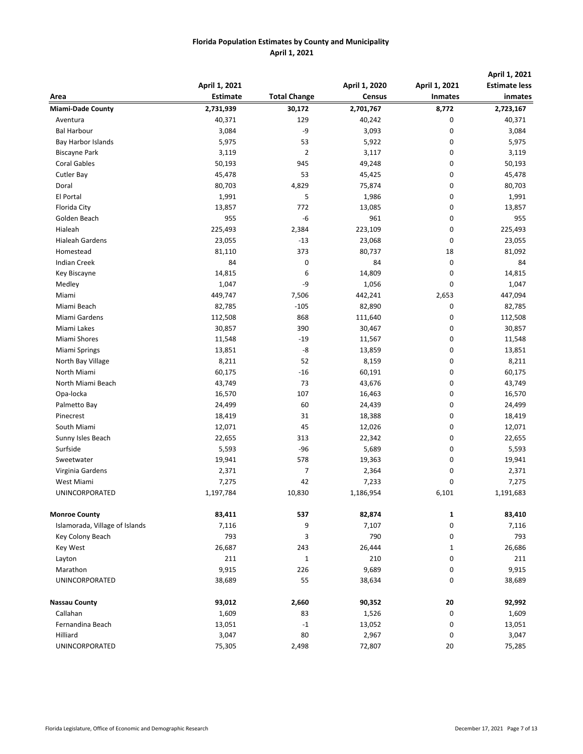**Florida Population Estimates by County and Municipality**
**April 1, 2021**

| Area | April 1, 2021 Estimate | Total Change | April 1, 2020 Census | April 1, 2021 Inmates | April 1, 2021 Estimate less inmates |
|---|---|---|---|---|---|
| **Miami-Dade County** | **2,731,939** | **30,172** | **2,701,767** | **8,772** | **2,723,167** |
| Aventura | 40,371 | 129 | 40,242 | 0 | 40,371 |
| Bal Harbour | 3,084 | -9 | 3,093 | 0 | 3,084 |
| Bay Harbor Islands | 5,975 | 53 | 5,922 | 0 | 5,975 |
| Biscayne Park | 3,119 | 2 | 3,117 | 0 | 3,119 |
| Coral Gables | 50,193 | 945 | 49,248 | 0 | 50,193 |
| Cutler Bay | 45,478 | 53 | 45,425 | 0 | 45,478 |
| Doral | 80,703 | 4,829 | 75,874 | 0 | 80,703 |
| El Portal | 1,991 | 5 | 1,986 | 0 | 1,991 |
| Florida City | 13,857 | 772 | 13,085 | 0 | 13,857 |
| Golden Beach | 955 | -6 | 961 | 0 | 955 |
| Hialeah | 225,493 | 2,384 | 223,109 | 0 | 225,493 |
| Hialeah Gardens | 23,055 | -13 | 23,068 | 0 | 23,055 |
| Homestead | 81,110 | 373 | 80,737 | 18 | 81,092 |
| Indian Creek | 84 | 0 | 84 | 0 | 84 |
| Key Biscayne | 14,815 | 6 | 14,809 | 0 | 14,815 |
| Medley | 1,047 | -9 | 1,056 | 0 | 1,047 |
| Miami | 449,747 | 7,506 | 442,241 | 2,653 | 447,094 |
| Miami Beach | 82,785 | -105 | 82,890 | 0 | 82,785 |
| Miami Gardens | 112,508 | 868 | 111,640 | 0 | 112,508 |
| Miami Lakes | 30,857 | 390 | 30,467 | 0 | 30,857 |
| Miami Shores | 11,548 | -19 | 11,567 | 0 | 11,548 |
| Miami Springs | 13,851 | -8 | 13,859 | 0 | 13,851 |
| North Bay Village | 8,211 | 52 | 8,159 | 0 | 8,211 |
| North Miami | 60,175 | -16 | 60,191 | 0 | 60,175 |
| North Miami Beach | 43,749 | 73 | 43,676 | 0 | 43,749 |
| Opa-locka | 16,570 | 107 | 16,463 | 0 | 16,570 |
| Palmetto Bay | 24,499 | 60 | 24,439 | 0 | 24,499 |
| Pinecrest | 18,419 | 31 | 18,388 | 0 | 18,419 |
| South Miami | 12,071 | 45 | 12,026 | 0 | 12,071 |
| Sunny Isles Beach | 22,655 | 313 | 22,342 | 0 | 22,655 |
| Surfside | 5,593 | -96 | 5,689 | 0 | 5,593 |
| Sweetwater | 19,941 | 578 | 19,363 | 0 | 19,941 |
| Virginia Gardens | 2,371 | 7 | 2,364 | 0 | 2,371 |
| West Miami | 7,275 | 42 | 7,233 | 0 | 7,275 |
| UNINCORPORATED | 1,197,784 | 10,830 | 1,186,954 | 6,101 | 1,191,683 |
| | | | | | |
| **Monroe County** | **83,411** | **537** | **82,874** | **1** | **83,410** |
| Islamorada, Village of Islands | 7,116 | 9 | 7,107 | 0 | 7,116 |
| Key Colony Beach | 793 | 3 | 790 | 0 | 793 |
| Key West | 26,687 | 243 | 26,444 | 1 | 26,686 |
| Layton | 211 | 1 | 210 | 0 | 211 |
| Marathon | 9,915 | 226 | 9,689 | 0 | 9,915 |
| UNINCORPORATED | 38,689 | 55 | 38,634 | 0 | 38,689 |
| | | | | | |
| **Nassau County** | **93,012** | **2,660** | **90,352** | **20** | **92,992** |
| Callahan | 1,609 | 83 | 1,526 | 0 | 1,609 |
| Fernandina Beach | 13,051 | -1 | 13,052 | 0 | 13,051 |
| Hilliard | 3,047 | 80 | 2,967 | 0 | 3,047 |
| UNINCORPORATED | 75,305 | 2,498 | 72,807 | 20 | 75,285 |

Florida Legislature, Office of Economic and Demographic Research — December 17, 2021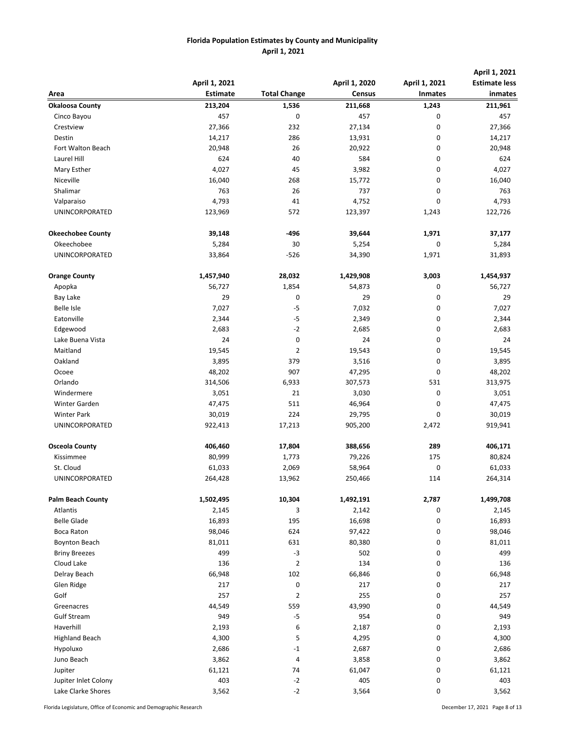# Florida Population Estimates by County and Municipality
## April 1, 2021

| Area | April 1, 2021 Estimate | Total Change | April 1, 2020 Census | April 1, 2021 Inmates | April 1, 2021 Estimate less inmates |
|---|---|---|---|---|---|
| **Okaloosa County** | **213,204** | **1,536** | **211,668** | **1,243** | **211,961** |
| Cinco Bayou | 457 | 0 | 457 | 0 | 457 |
| Crestview | 27,366 | 232 | 27,134 | 0 | 27,366 |
| Destin | 14,217 | 286 | 13,931 | 0 | 14,217 |
| Fort Walton Beach | 20,948 | 26 | 20,922 | 0 | 20,948 |
| Laurel Hill | 624 | 40 | 584 | 0 | 624 |
| Mary Esther | 4,027 | 45 | 3,982 | 0 | 4,027 |
| Niceville | 16,040 | 268 | 15,772 | 0 | 16,040 |
| Shalimar | 763 | 26 | 737 | 0 | 763 |
| Valparaiso | 4,793 | 41 | 4,752 | 0 | 4,793 |
| UNINCORPORATED | 123,969 | 572 | 123,397 | 1,243 | 122,726 |
| | | | | | |
| **Okeechobee County** | **39,148** | **-496** | **39,644** | **1,971** | **37,177** |
| Okeechobee | 5,284 | 30 | 5,254 | 0 | 5,284 |
| UNINCORPORATED | 33,864 | -526 | 34,390 | 1,971 | 31,893 |
| | | | | | |
| **Orange County** | **1,457,940** | **28,032** | **1,429,908** | **3,003** | **1,454,937** |
| Apopka | 56,727 | 1,854 | 54,873 | 0 | 56,727 |
| Bay Lake | 29 | 0 | 29 | 0 | 29 |
| Belle Isle | 7,027 | -5 | 7,032 | 0 | 7,027 |
| Eatonville | 2,344 | -5 | 2,349 | 0 | 2,344 |
| Edgewood | 2,683 | -2 | 2,685 | 0 | 2,683 |
| Lake Buena Vista | 24 | 0 | 24 | 0 | 24 |
| Maitland | 19,545 | 2 | 19,543 | 0 | 19,545 |
| Oakland | 3,895 | 379 | 3,516 | 0 | 3,895 |
| Ocoee | 48,202 | 907 | 47,295 | 0 | 48,202 |
| Orlando | 314,506 | 6,933 | 307,573 | 531 | 313,975 |
| Windermere | 3,051 | 21 | 3,030 | 0 | 3,051 |
| Winter Garden | 47,475 | 511 | 46,964 | 0 | 47,475 |
| Winter Park | 30,019 | 224 | 29,795 | 0 | 30,019 |
| UNINCORPORATED | 922,413 | 17,213 | 905,200 | 2,472 | 919,941 |
| | | | | | |
| **Osceola County** | **406,460** | **17,804** | **388,656** | **289** | **406,171** |
| Kissimmee | 80,999 | 1,773 | 79,226 | 175 | 80,824 |
| St. Cloud | 61,033 | 2,069 | 58,964 | 0 | 61,033 |
| UNINCORPORATED | 264,428 | 13,962 | 250,466 | 114 | 264,314 |
| | | | | | |
| **Palm Beach County** | **1,502,495** | **10,304** | **1,492,191** | **2,787** | **1,499,708** |
| Atlantis | 2,145 | 3 | 2,142 | 0 | 2,145 |
| Belle Glade | 16,893 | 195 | 16,698 | 0 | 16,893 |
| Boca Raton | 98,046 | 624 | 97,422 | 0 | 98,046 |
| Boynton Beach | 81,011 | 631 | 80,380 | 0 | 81,011 |
| Briny Breezes | 499 | -3 | 502 | 0 | 499 |
| Cloud Lake | 136 | 2 | 134 | 0 | 136 |
| Delray Beach | 66,948 | 102 | 66,846 | 0 | 66,948 |
| Glen Ridge | 217 | 0 | 217 | 0 | 217 |
| Golf | 257 | 2 | 255 | 0 | 257 |
| Greenacres | 44,549 | 559 | 43,990 | 0 | 44,549 |
| Gulf Stream | 949 | -5 | 954 | 0 | 949 |
| Haverhill | 2,193 | 6 | 2,187 | 0 | 2,193 |
| Highland Beach | 4,300 | 5 | 4,295 | 0 | 4,300 |
| Hypoluxo | 2,686 | -1 | 2,687 | 0 | 2,686 |
| Juno Beach | 3,862 | 4 | 3,858 | 0 | 3,862 |
| Jupiter | 61,121 | 74 | 61,047 | 0 | 61,121 |
| Jupiter Inlet Colony | 403 | -2 | 405 | 0 | 403 |
| Lake Clarke Shores | 3,562 | -2 | 3,564 | 0 | 3,562 |

Florida Legislature, Office of Economic and Demographic Research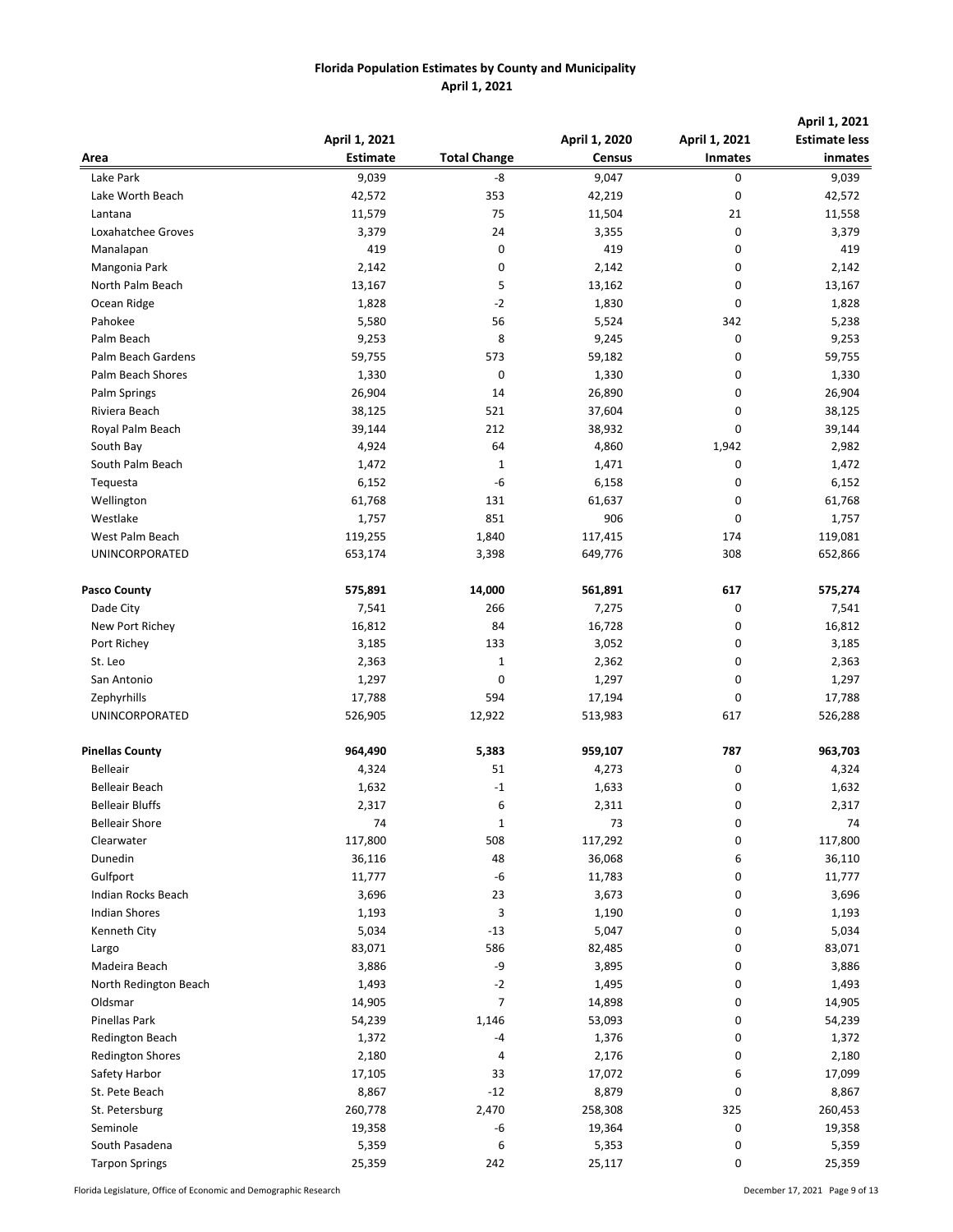# Florida Population Estimates by County and Municipality
## April 1, 2021

| Area | April 1, 2021 Estimate | Total Change | April 1, 2020 Census | April 1, 2021 Inmates | April 1, 2021 Estimate less inmates |
|---|---|---|---|---|---|
| Lake Park | 9,039 | -8 | 9,047 | 0 | 9,039 |
| Lake Worth Beach | 42,572 | 353 | 42,219 | 0 | 42,572 |
| Lantana | 11,579 | 75 | 11,504 | 21 | 11,558 |
| Loxahatchee Groves | 3,379 | 24 | 3,355 | 0 | 3,379 |
| Manalapan | 419 | 0 | 419 | 0 | 419 |
| Mangonia Park | 2,142 | 0 | 2,142 | 0 | 2,142 |
| North Palm Beach | 13,167 | 5 | 13,162 | 0 | 13,167 |
| Ocean Ridge | 1,828 | -2 | 1,830 | 0 | 1,828 |
| Pahokee | 5,580 | 56 | 5,524 | 342 | 5,238 |
| Palm Beach | 9,253 | 8 | 9,245 | 0 | 9,253 |
| Palm Beach Gardens | 59,755 | 573 | 59,182 | 0 | 59,755 |
| Palm Beach Shores | 1,330 | 0 | 1,330 | 0 | 1,330 |
| Palm Springs | 26,904 | 14 | 26,890 | 0 | 26,904 |
| Riviera Beach | 38,125 | 521 | 37,604 | 0 | 38,125 |
| Royal Palm Beach | 39,144 | 212 | 38,932 | 0 | 39,144 |
| South Bay | 4,924 | 64 | 4,860 | 1,942 | 2,982 |
| South Palm Beach | 1,472 | 1 | 1,471 | 0 | 1,472 |
| Tequesta | 6,152 | -6 | 6,158 | 0 | 6,152 |
| Wellington | 61,768 | 131 | 61,637 | 0 | 61,768 |
| Westlake | 1,757 | 851 | 906 | 0 | 1,757 |
| West Palm Beach | 119,255 | 1,840 | 117,415 | 174 | 119,081 |
| UNINCORPORATED | 653,174 | 3,398 | 649,776 | 308 | 652,866 |
| | | | | | |
| **Pasco County** | **575,891** | **14,000** | **561,891** | **617** | **575,274** |
| Dade City | 7,541 | 266 | 7,275 | 0 | 7,541 |
| New Port Richey | 16,812 | 84 | 16,728 | 0 | 16,812 |
| Port Richey | 3,185 | 133 | 3,052 | 0 | 3,185 |
| St. Leo | 2,363 | 1 | 2,362 | 0 | 2,363 |
| San Antonio | 1,297 | 0 | 1,297 | 0 | 1,297 |
| Zephyrhills | 17,788 | 594 | 17,194 | 0 | 17,788 |
| UNINCORPORATED | 526,905 | 12,922 | 513,983 | 617 | 526,288 |
| | | | | | |
| **Pinellas County** | **964,490** | **5,383** | **959,107** | **787** | **963,703** |
| Belleair | 4,324 | 51 | 4,273 | 0 | 4,324 |
| Belleair Beach | 1,632 | -1 | 1,633 | 0 | 1,632 |
| Belleair Bluffs | 2,317 | 6 | 2,311 | 0 | 2,317 |
| Belleair Shore | 74 | 1 | 73 | 0 | 74 |
| Clearwater | 117,800 | 508 | 117,292 | 0 | 117,800 |
| Dunedin | 36,116 | 48 | 36,068 | 6 | 36,110 |
| Gulfport | 11,777 | -6 | 11,783 | 0 | 11,777 |
| Indian Rocks Beach | 3,696 | 23 | 3,673 | 0 | 3,696 |
| Indian Shores | 1,193 | 3 | 1,190 | 0 | 1,193 |
| Kenneth City | 5,034 | -13 | 5,047 | 0 | 5,034 |
| Largo | 83,071 | 586 | 82,485 | 0 | 83,071 |
| Madeira Beach | 3,886 | -9 | 3,895 | 0 | 3,886 |
| North Redington Beach | 1,493 | -2 | 1,495 | 0 | 1,493 |
| Oldsmar | 14,905 | 7 | 14,898 | 0 | 14,905 |
| Pinellas Park | 54,239 | 1,146 | 53,093 | 0 | 54,239 |
| Redington Beach | 1,372 | -4 | 1,376 | 0 | 1,372 |
| Redington Shores | 2,180 | 4 | 2,176 | 0 | 2,180 |
| Safety Harbor | 17,105 | 33 | 17,072 | 6 | 17,099 |
| St. Pete Beach | 8,867 | -12 | 8,879 | 0 | 8,867 |
| St. Petersburg | 260,778 | 2,470 | 258,308 | 325 | 260,453 |
| Seminole | 19,358 | -6 | 19,364 | 0 | 19,358 |
| South Pasadena | 5,359 | 6 | 5,353 | 0 | 5,359 |
| Tarpon Springs | 25,359 | 242 | 25,117 | 0 | 25,359 |

Florida Legislature, Office of Economic and Demographic Research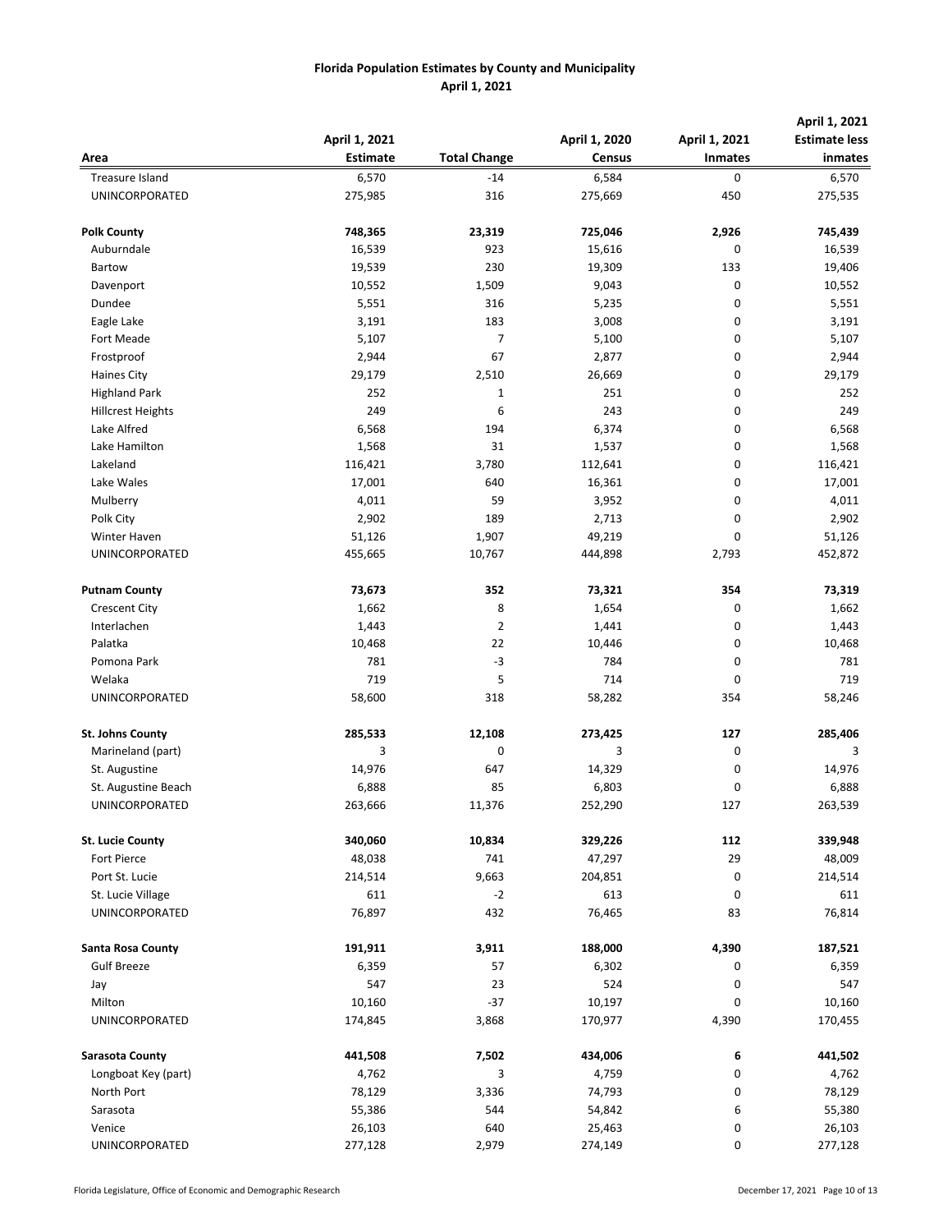**Florida Population Estimates by County and Municipality**
**April 1, 2021**

| Area | April 1, 2021 Estimate | Total Change | April 1, 2020 Census | April 1, 2021 Inmates | April 1, 2021 Estimate less inmates |
|---|---|---|---|---|---|
| Treasure Island | 6,570 | -14 | 6,584 | 0 | 6,570 |
| UNINCORPORATED | 275,985 | 316 | 275,669 | 450 | 275,535 |
| | | | | | |
| **Polk County** | **748,365** | **23,319** | **725,046** | **2,926** | **745,439** |
| Auburndale | 16,539 | 923 | 15,616 | 0 | 16,539 |
| Bartow | 19,539 | 230 | 19,309 | 133 | 19,406 |
| Davenport | 10,552 | 1,509 | 9,043 | 0 | 10,552 |
| Dundee | 5,551 | 316 | 5,235 | 0 | 5,551 |
| Eagle Lake | 3,191 | 183 | 3,008 | 0 | 3,191 |
| Fort Meade | 5,107 | 7 | 5,100 | 0 | 5,107 |
| Frostproof | 2,944 | 67 | 2,877 | 0 | 2,944 |
| Haines City | 29,179 | 2,510 | 26,669 | 0 | 29,179 |
| Highland Park | 252 | 1 | 251 | 0 | 252 |
| Hillcrest Heights | 249 | 6 | 243 | 0 | 249 |
| Lake Alfred | 6,568 | 194 | 6,374 | 0 | 6,568 |
| Lake Hamilton | 1,568 | 31 | 1,537 | 0 | 1,568 |
| Lakeland | 116,421 | 3,780 | 112,641 | 0 | 116,421 |
| Lake Wales | 17,001 | 640 | 16,361 | 0 | 17,001 |
| Mulberry | 4,011 | 59 | 3,952 | 0 | 4,011 |
| Polk City | 2,902 | 189 | 2,713 | 0 | 2,902 |
| Winter Haven | 51,126 | 1,907 | 49,219 | 0 | 51,126 |
| UNINCORPORATED | 455,665 | 10,767 | 444,898 | 2,793 | 452,872 |
| | | | | | |
| **Putnam County** | **73,673** | **352** | **73,321** | **354** | **73,319** |
| Crescent City | 1,662 | 8 | 1,654 | 0 | 1,662 |
| Interlachen | 1,443 | 2 | 1,441 | 0 | 1,443 |
| Palatka | 10,468 | 22 | 10,446 | 0 | 10,468 |
| Pomona Park | 781 | -3 | 784 | 0 | 781 |
| Welaka | 719 | 5 | 714 | 0 | 719 |
| UNINCORPORATED | 58,600 | 318 | 58,282 | 354 | 58,246 |
| | | | | | |
| **St. Johns County** | **285,533** | **12,108** | **273,425** | **127** | **285,406** |
| Marineland (part) | 3 | 0 | 3 | 0 | 3 |
| St. Augustine | 14,976 | 647 | 14,329 | 0 | 14,976 |
| St. Augustine Beach | 6,888 | 85 | 6,803 | 0 | 6,888 |
| UNINCORPORATED | 263,666 | 11,376 | 252,290 | 127 | 263,539 |
| | | | | | |
| **St. Lucie County** | **340,060** | **10,834** | **329,226** | **112** | **339,948** |
| Fort Pierce | 48,038 | 741 | 47,297 | 29 | 48,009 |
| Port St. Lucie | 214,514 | 9,663 | 204,851 | 0 | 214,514 |
| St. Lucie Village | 611 | -2 | 613 | 0 | 611 |
| UNINCORPORATED | 76,897 | 432 | 76,465 | 83 | 76,814 |
| | | | | | |
| **Santa Rosa County** | **191,911** | **3,911** | **188,000** | **4,390** | **187,521** |
| Gulf Breeze | 6,359 | 57 | 6,302 | 0 | 6,359 |
| Jay | 547 | 23 | 524 | 0 | 547 |
| Milton | 10,160 | -37 | 10,197 | 0 | 10,160 |
| UNINCORPORATED | 174,845 | 3,868 | 170,977 | 4,390 | 170,455 |
| | | | | | |
| **Sarasota County** | **441,508** | **7,502** | **434,006** | **6** | **441,502** |
| Longboat Key (part) | 4,762 | 3 | 4,759 | 0 | 4,762 |
| North Port | 78,129 | 3,336 | 74,793 | 0 | 78,129 |
| Sarasota | 55,386 | 544 | 54,842 | 6 | 55,380 |
| Venice | 26,103 | 640 | 25,463 | 0 | 26,103 |
| UNINCORPORATED | 277,128 | 2,979 | 274,149 | 0 | 277,128 |

Florida Legislature, Office of Economic and Demographic Research — December 17, 2021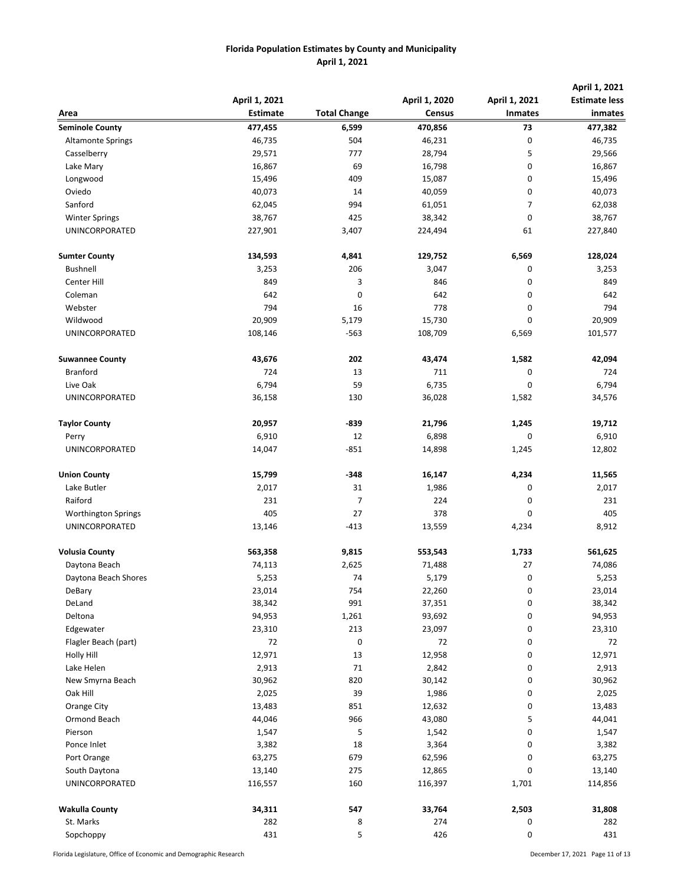**Florida Population Estimates by County and Municipality**
**April 1, 2021**

| Area | April 1, 2021 Estimate | Total Change | April 1, 2020 Census | April 1, 2021 Inmates | April 1, 2021 Estimate less inmates |
|---|---|---|---|---|---|
| **Seminole County** | **477,455** | **6,599** | **470,856** | **73** | **477,382** |
| Altamonte Springs | 46,735 | 504 | 46,231 | 0 | 46,735 |
| Casselberry | 29,571 | 777 | 28,794 | 5 | 29,566 |
| Lake Mary | 16,867 | 69 | 16,798 | 0 | 16,867 |
| Longwood | 15,496 | 409 | 15,087 | 0 | 15,496 |
| Oviedo | 40,073 | 14 | 40,059 | 0 | 40,073 |
| Sanford | 62,045 | 994 | 61,051 | 7 | 62,038 |
| Winter Springs | 38,767 | 425 | 38,342 | 0 | 38,767 |
| UNINCORPORATED | 227,901 | 3,407 | 224,494 | 61 | 227,840 |
| | | | | | |
| **Sumter County** | **134,593** | **4,841** | **129,752** | **6,569** | **128,024** |
| Bushnell | 3,253 | 206 | 3,047 | 0 | 3,253 |
| Center Hill | 849 | 3 | 846 | 0 | 849 |
| Coleman | 642 | 0 | 642 | 0 | 642 |
| Webster | 794 | 16 | 778 | 0 | 794 |
| Wildwood | 20,909 | 5,179 | 15,730 | 0 | 20,909 |
| UNINCORPORATED | 108,146 | -563 | 108,709 | 6,569 | 101,577 |
| | | | | | |
| **Suwannee County** | **43,676** | **202** | **43,474** | **1,582** | **42,094** |
| Branford | 724 | 13 | 711 | 0 | 724 |
| Live Oak | 6,794 | 59 | 6,735 | 0 | 6,794 |
| UNINCORPORATED | 36,158 | 130 | 36,028 | 1,582 | 34,576 |
| | | | | | |
| **Taylor County** | **20,957** | **-839** | **21,796** | **1,245** | **19,712** |
| Perry | 6,910 | 12 | 6,898 | 0 | 6,910 |
| UNINCORPORATED | 14,047 | -851 | 14,898 | 1,245 | 12,802 |
| | | | | | |
| **Union County** | **15,799** | **-348** | **16,147** | **4,234** | **11,565** |
| Lake Butler | 2,017 | 31 | 1,986 | 0 | 2,017 |
| Raiford | 231 | 7 | 224 | 0 | 231 |
| Worthington Springs | 405 | 27 | 378 | 0 | 405 |
| UNINCORPORATED | 13,146 | -413 | 13,559 | 4,234 | 8,912 |
| | | | | | |
| **Volusia County** | **563,358** | **9,815** | **553,543** | **1,733** | **561,625** |
| Daytona Beach | 74,113 | 2,625 | 71,488 | 27 | 74,086 |
| Daytona Beach Shores | 5,253 | 74 | 5,179 | 0 | 5,253 |
| DeBary | 23,014 | 754 | 22,260 | 0 | 23,014 |
| DeLand | 38,342 | 991 | 37,351 | 0 | 38,342 |
| Deltona | 94,953 | 1,261 | 93,692 | 0 | 94,953 |
| Edgewater | 23,310 | 213 | 23,097 | 0 | 23,310 |
| Flagler Beach (part) | 72 | 0 | 72 | 0 | 72 |
| Holly Hill | 12,971 | 13 | 12,958 | 0 | 12,971 |
| Lake Helen | 2,913 | 71 | 2,842 | 0 | 2,913 |
| New Smyrna Beach | 30,962 | 820 | 30,142 | 0 | 30,962 |
| Oak Hill | 2,025 | 39 | 1,986 | 0 | 2,025 |
| Orange City | 13,483 | 851 | 12,632 | 0 | 13,483 |
| Ormond Beach | 44,046 | 966 | 43,080 | 5 | 44,041 |
| Pierson | 1,547 | 5 | 1,542 | 0 | 1,547 |
| Ponce Inlet | 3,382 | 18 | 3,364 | 0 | 3,382 |
| Port Orange | 63,275 | 679 | 62,596 | 0 | 63,275 |
| South Daytona | 13,140 | 275 | 12,865 | 0 | 13,140 |
| UNINCORPORATED | 116,557 | 160 | 116,397 | 1,701 | 114,856 |
| | | | | | |
| **Wakulla County** | **34,311** | **547** | **33,764** | **2,503** | **31,808** |
| St. Marks | 282 | 8 | 274 | 0 | 282 |
| Sopchoppy | 431 | 5 | 426 | 0 | 431 |

Florida Legislature, Office of Economic and Demographic Research — December 17, 2021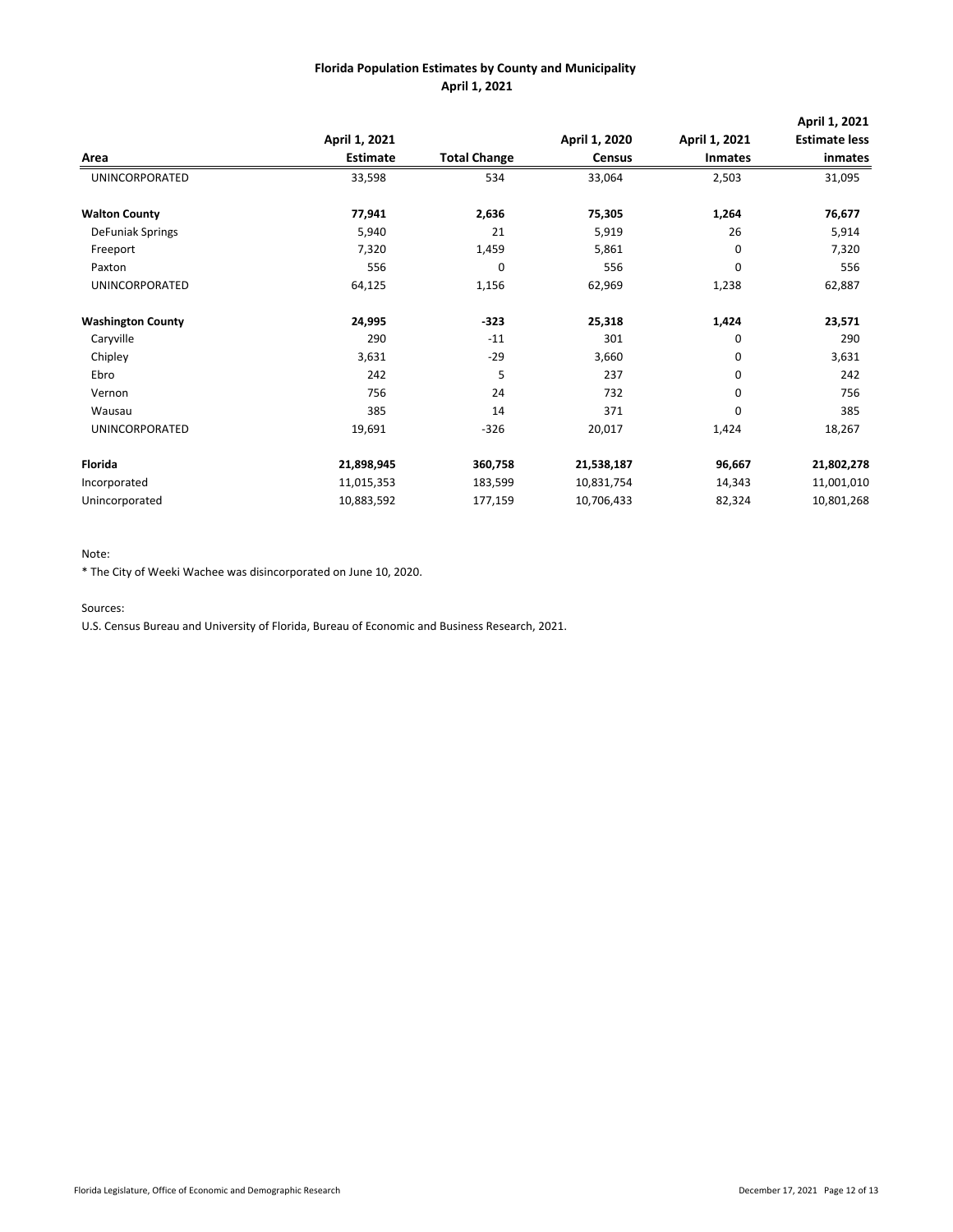**Florida Population Estimates by County and Municipality**
**April 1, 2021**

| Area | April 1, 2021 Estimate | Total Change | April 1, 2020 Census | April 1, 2021 Inmates | April 1, 2021 Estimate less inmates |
|---|---|---|---|---|---|
| UNINCORPORATED | 33,598 | 534 | 33,064 | 2,503 | 31,095 |
| **Walton County** | **77,941** | **2,636** | **75,305** | **1,264** | **76,677** |
| DeFuniak Springs | 5,940 | 21 | 5,919 | 26 | 5,914 |
| Freeport | 7,320 | 1,459 | 5,861 | 0 | 7,320 |
| Paxton | 556 | 0 | 556 | 0 | 556 |
| UNINCORPORATED | 64,125 | 1,156 | 62,969 | 1,238 | 62,887 |
| **Washington County** | **24,995** | **-323** | **25,318** | **1,424** | **23,571** |
| Caryville | 290 | -11 | 301 | 0 | 290 |
| Chipley | 3,631 | -29 | 3,660 | 0 | 3,631 |
| Ebro | 242 | 5 | 237 | 0 | 242 |
| Vernon | 756 | 24 | 732 | 0 | 756 |
| Wausau | 385 | 14 | 371 | 0 | 385 |
| UNINCORPORATED | 19,691 | -326 | 20,017 | 1,424 | 18,267 |
| **Florida** | **21,898,945** | **360,758** | **21,538,187** | **96,667** | **21,802,278** |
| Incorporated | 11,015,353 | 183,599 | 10,831,754 | 14,343 | 11,001,010 |
| Unincorporated | 10,883,592 | 177,159 | 10,706,433 | 82,324 | 10,801,268 |

Note:

* The City of Weeki Wachee was disincorporated on June 10, 2020.

Sources:

U.S. Census Bureau and University of Florida, Bureau of Economic and Business Research, 2021.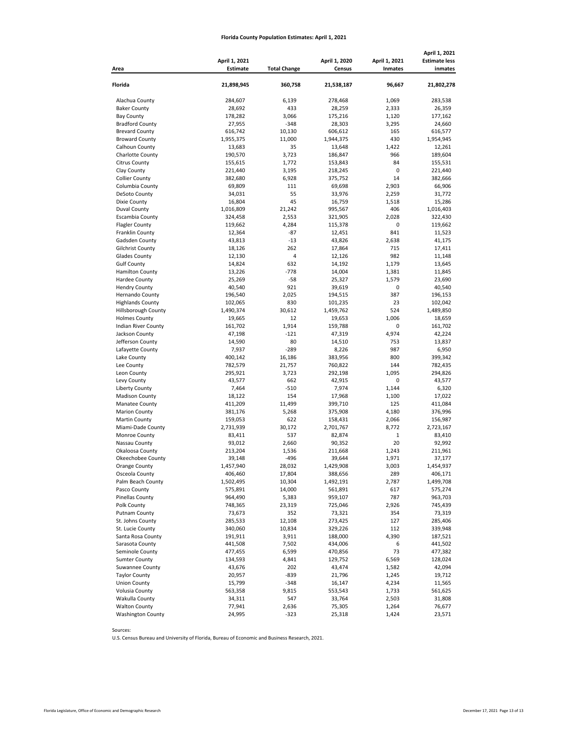**Florida County Population Estimates: April 1, 2021**

| Area | April 1, 2021 Estimate | Total Change | April 1, 2020 Census | April 1, 2021 Inmates | April 1, 2021 Estimate less inmates |
|---|---|---|---|---|---|
| **Florida** | **21,898,945** | **360,758** | **21,538,187** | **96,667** | **21,802,278** |
| Alachua County | 284,607 | 6,139 | 278,468 | 1,069 | 283,538 |
| Baker County | 28,692 | 433 | 28,259 | 2,333 | 26,359 |
| Bay County | 178,282 | 3,066 | 175,216 | 1,120 | 177,162 |
| Bradford County | 27,955 | -348 | 28,303 | 3,295 | 24,660 |
| Brevard County | 616,742 | 10,130 | 606,612 | 165 | 616,577 |
| Broward County | 1,955,375 | 11,000 | 1,944,375 | 430 | 1,954,945 |
| Calhoun County | 13,683 | 35 | 13,648 | 1,422 | 12,261 |
| Charlotte County | 190,570 | 3,723 | 186,847 | 966 | 189,604 |
| Citrus County | 155,615 | 1,772 | 153,843 | 84 | 155,531 |
| Clay County | 221,440 | 3,195 | 218,245 | 0 | 221,440 |
| Collier County | 382,680 | 6,928 | 375,752 | 14 | 382,666 |
| Columbia County | 69,809 | 111 | 69,698 | 2,903 | 66,906 |
| DeSoto County | 34,031 | 55 | 33,976 | 2,259 | 31,772 |
| Dixie County | 16,804 | 45 | 16,759 | 1,518 | 15,286 |
| Duval County | 1,016,809 | 21,242 | 995,567 | 406 | 1,016,403 |
| Escambia County | 324,458 | 2,553 | 321,905 | 2,028 | 322,430 |
| Flagler County | 119,662 | 4,284 | 115,378 | 0 | 119,662 |
| Franklin County | 12,364 | -87 | 12,451 | 841 | 11,523 |
| Gadsden County | 43,813 | -13 | 43,826 | 2,638 | 41,175 |
| Gilchrist County | 18,126 | 262 | 17,864 | 715 | 17,411 |
| Glades County | 12,130 | 4 | 12,126 | 982 | 11,148 |
| Gulf County | 14,824 | 632 | 14,192 | 1,179 | 13,645 |
| Hamilton County | 13,226 | -778 | 14,004 | 1,381 | 11,845 |
| Hardee County | 25,269 | -58 | 25,327 | 1,579 | 23,690 |
| Hendry County | 40,540 | 921 | 39,619 | 0 | 40,540 |
| Hernando County | 196,540 | 2,025 | 194,515 | 387 | 196,153 |
| Highlands County | 102,065 | 830 | 101,235 | 23 | 102,042 |
| Hillsborough County | 1,490,374 | 30,612 | 1,459,762 | 524 | 1,489,850 |
| Holmes County | 19,665 | 12 | 19,653 | 1,006 | 18,659 |
| Indian River County | 161,702 | 1,914 | 159,788 | 0 | 161,702 |
| Jackson County | 47,198 | -121 | 47,319 | 4,974 | 42,224 |
| Jefferson County | 14,590 | 80 | 14,510 | 753 | 13,837 |
| Lafayette County | 7,937 | -289 | 8,226 | 987 | 6,950 |
| Lake County | 400,142 | 16,186 | 383,956 | 800 | 399,342 |
| Lee County | 782,579 | 21,757 | 760,822 | 144 | 782,435 |
| Leon County | 295,921 | 3,723 | 292,198 | 1,095 | 294,826 |
| Levy County | 43,577 | 662 | 42,915 | 0 | 43,577 |
| Liberty County | 7,464 | -510 | 7,974 | 1,144 | 6,320 |
| Madison County | 18,122 | 154 | 17,968 | 1,100 | 17,022 |
| Manatee County | 411,209 | 11,499 | 399,710 | 125 | 411,084 |
| Marion County | 381,176 | 5,268 | 375,908 | 4,180 | 376,996 |
| Martin County | 159,053 | 622 | 158,431 | 2,066 | 156,987 |
| Miami-Dade County | 2,731,939 | 30,172 | 2,701,767 | 8,772 | 2,723,167 |
| Monroe County | 83,411 | 537 | 82,874 | 1 | 83,410 |
| Nassau County | 93,012 | 2,660 | 90,352 | 20 | 92,992 |
| Okaloosa County | 213,204 | 1,536 | 211,668 | 1,243 | 211,961 |
| Okeechobee County | 39,148 | -496 | 39,644 | 1,971 | 37,177 |
| Orange County | 1,457,940 | 28,032 | 1,429,908 | 3,003 | 1,454,937 |
| Osceola County | 406,460 | 17,804 | 388,656 | 289 | 406,171 |
| Palm Beach County | 1,502,495 | 10,304 | 1,492,191 | 2,787 | 1,499,708 |
| Pasco County | 575,891 | 14,000 | 561,891 | 617 | 575,274 |
| Pinellas County | 964,490 | 5,383 | 959,107 | 787 | 963,703 |
| Polk County | 748,365 | 23,319 | 725,046 | 2,926 | 745,439 |
| Putnam County | 73,673 | 352 | 73,321 | 354 | 73,319 |
| St. Johns County | 285,533 | 12,108 | 273,425 | 127 | 285,406 |
| St. Lucie County | 340,060 | 10,834 | 329,226 | 112 | 339,948 |
| Santa Rosa County | 191,911 | 3,911 | 188,000 | 4,390 | 187,521 |
| Sarasota County | 441,508 | 7,502 | 434,006 | 6 | 441,502 |
| Seminole County | 477,455 | 6,599 | 470,856 | 73 | 477,382 |
| Sumter County | 134,593 | 4,841 | 129,752 | 6,569 | 128,024 |
| Suwannee County | 43,676 | 202 | 43,474 | 1,582 | 42,094 |
| Taylor County | 20,957 | -839 | 21,796 | 1,245 | 19,712 |
| Union County | 15,799 | -348 | 16,147 | 4,234 | 11,565 |
| Volusia County | 563,358 | 9,815 | 553,543 | 1,733 | 561,625 |
| Wakulla County | 34,311 | 547 | 33,764 | 2,503 | 31,808 |
| Walton County | 77,941 | 2,636 | 75,305 | 1,264 | 76,677 |
| Washington County | 24,995 | -323 | 25,318 | 1,424 | 23,571 |

Sources:

U.S. Census Bureau and University of Florida, Bureau of Economic and Business Research, 2021.